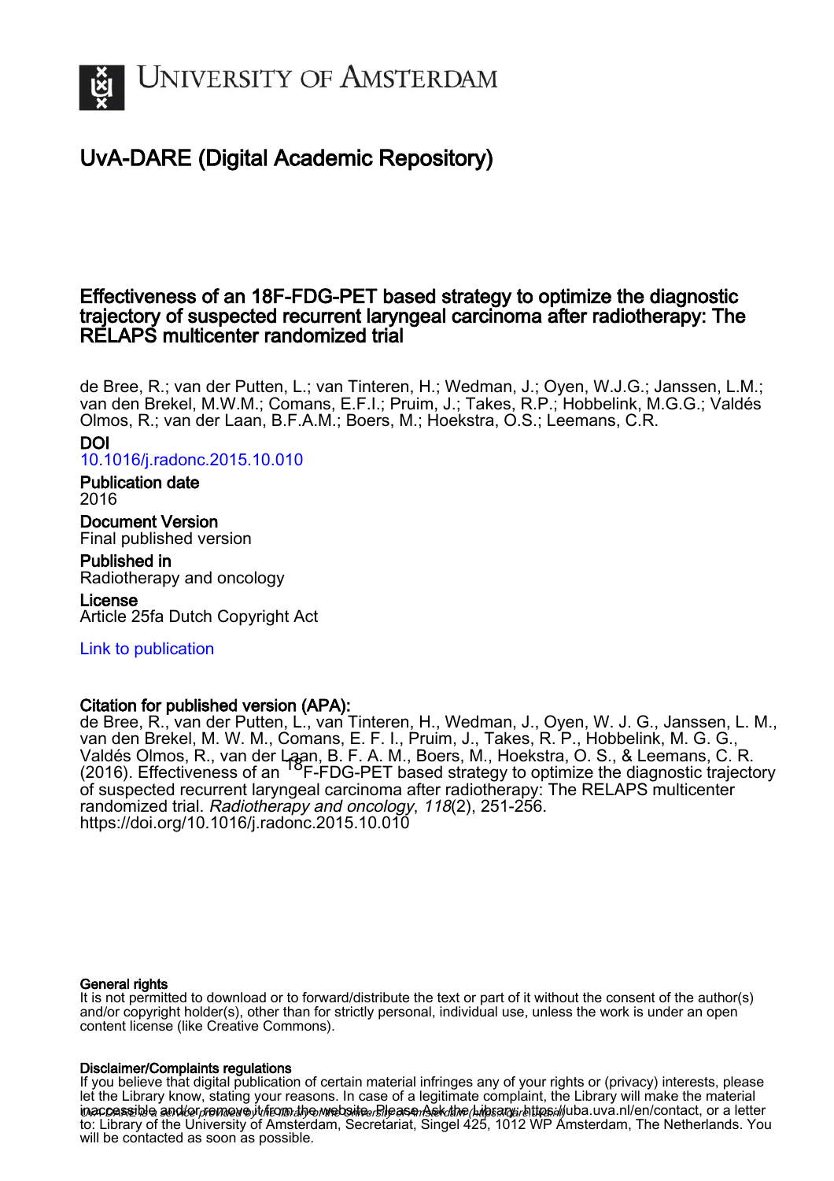# UvA-DARE (Digital Academic Repository)

## Effectiveness of an 18F-FDG-PET based strategy to optimize the diagnostic trajectory of suspected recurrent laryngeal carcinoma after radiotherapy: The RELAPS multicenter randomized trial

de Bree, R.; van der Putten, L.; van Tinteren, H.; Wedman, J.; Oyen, W.J.G.; Janssen, L.M.; van den Brekel, M.W.M.; Comans, E.F.I.; Pruim, J.; Takes, R.P.; Hobbelink, M.G.G.; Valdés Olmos, R.; van der Laan, B.F.A.M.; Boers, M.; Hoekstra, O.S.; Leemans, C.R.

**DOI**
10.1016/j.radonc.2015.10.010

**Publication date**
2016

**Document Version**
Final published version

**Published in**
Radiotherapy and oncology

**License**
Article 25fa Dutch Copyright Act

Link to publication

**Citation for published version (APA):**
de Bree, R., van der Putten, L., van Tinteren, H., Wedman, J., Oyen, W. J. G., Janssen, L. M., van den Brekel, M. W. M., Comans, E. F. I., Pruim, J., Takes, R. P., Hobbelink, M. G. G., Valdés Olmos, R., van der Laan, B. F. A. M., Boers, M., Hoekstra, O. S., & Leemans, C. R. (2016). Effectiveness of an $^{18}$F-FDG-PET based strategy to optimize the diagnostic trajectory of suspected recurrent laryngeal carcinoma after radiotherapy: The RELAPS multicenter randomized trial. *Radiotherapy and oncology*, *118*(2), 251-256. https://doi.org/10.1016/j.radonc.2015.10.010

**General rights**
It is not permitted to download or to forward/distribute the text or part of it without the consent of the author(s) and/or copyright holder(s), other than for strictly personal, individual use, unless the work is under an open content license (like Creative Commons).

**Disclaimer/Complaints regulations**
If you believe that digital publication of certain material infringes any of your rights or (privacy) interests, please let the Library know, stating your reasons. In case of a legitimate complaint, the Library will make the material inaccessible and/or remove it from the website. Please Ask the Library: https://uba.uva.nl/en/contact, or a letter to: Library of the University of Amsterdam, Secretariat, Singel 425, 1012 WP Amsterdam, The Netherlands. You will be contacted as soon as possible.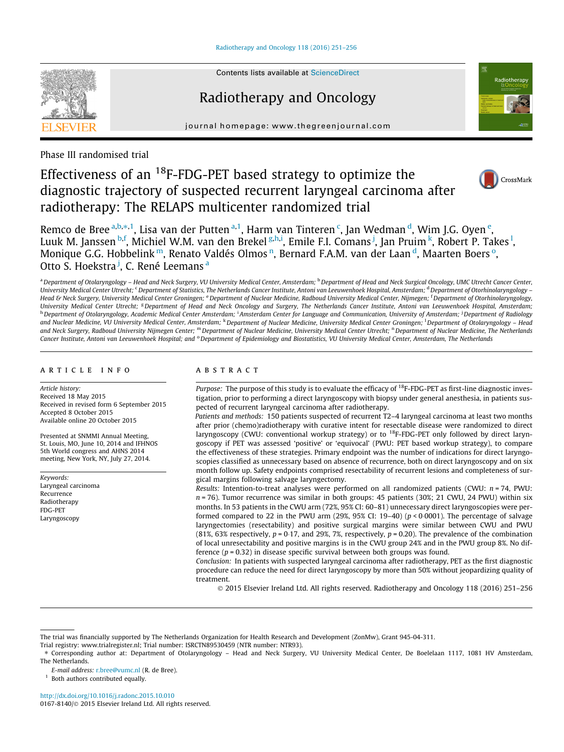Phase III randomised trial

# Effectiveness of an $^{18}$F-FDG-PET based strategy to optimize the diagnostic trajectory of suspected recurrent laryngeal carcinoma after radiotherapy: The RELAPS multicenter randomized trial

Remco de Bree [a,b,*,1], Lisa van der Putten [a,1], Harm van Tinteren [c], Jan Wedman [d], Wim J.G. Oyen [e], Luuk M. Janssen [b,f], Michiel W.M. van den Brekel [g,h,i], Emile F.I. Comans [j], Jan Pruim [k], Robert P. Takes [l], Monique G.G. Hobbelink [m], Renato Valdés Olmos [n], Bernard F.A.M. van der Laan [d], Maarten Boers [o], Otto S. Hoekstra [j], C. René Leemans [a]

[a] Department of Otolaryngology – Head and Neck Surgery, VU University Medical Center, Amsterdam; [b] Department of Head and Neck Surgical Oncology, UMC Utrecht Cancer Center, University Medical Center Utrecht; [c] Department of Statistics, The Netherlands Cancer Institute, Antoni van Leeuwenhoek Hospital, Amsterdam; [d] Department of Otorhinolaryngology – Head & Neck Surgery, University Medical Center Groningen; [e] Department of Nuclear Medicine, Radboud University Medical Center, Nijmegen; [f] Department of Otorhinolaryngology, University Medical Center Utrecht; [g] Department of Head and Neck Oncology and Surgery, The Netherlands Cancer Institute, Antoni van Leeuwenhoek Hospital, Amsterdam; [h] Department of Otolaryngology, Academic Medical Center Amsterdam; [i] Amsterdam Center for Language and Communication, University of Amsterdam; [j] Department of Radiology and Nuclear Medicine, VU University Medical Center, Amsterdam; [k] Department of Nuclear Medicine, University Medical Center Groningen; [l] Department of Otolaryngology – Head and Neck Surgery, Radboud University Nijmegen Center; [m] Department of Nuclear Medicine, University Medical Center Utrecht; [n] Department of Nuclear Medicine, The Netherlands Cancer Institute, Antoni van Leeuwenhoek Hospital; and [o] Department of Epidemiology and Biostatistics, VU University Medical Center, Amsterdam, The Netherlands

## ARTICLE INFO

*Article history:*
Received 18 May 2015
Received in revised form 6 September 2015
Accepted 8 October 2015
Available online 20 October 2015

Presented at SNMMI Annual Meeting, St. Louis, MO, June 10, 2014 and IFHNOS 5th World congress and AHNS 2014 meeting, New York, NY, July 27, 2014.

*Keywords:*
Laryngeal carcinoma
Recurrence
Radiotherapy
FDG-PET
Laryngoscopy

## ABSTRACT

*Purpose:* The purpose of this study is to evaluate the efficacy of $^{18}$F-FDG-PET as first-line diagnostic investigation, prior to performing a direct laryngoscopy with biopsy under general anesthesia, in patients suspected of recurrent laryngeal carcinoma after radiotherapy.

*Patients and methods:* 150 patients suspected of recurrent T2–4 laryngeal carcinoma at least two months after prior (chemo)radiotherapy with curative intent for resectable disease were randomized to direct laryngoscopy (CWU: conventional workup strategy) or to $^{18}$F-FDG-PET only followed by direct laryngoscopy if PET was assessed 'positive' or 'equivocal' (PWU: PET based workup strategy), to compare the effectiveness of these strategies. Primary endpoint was the number of indications for direct laryngoscopies classified as unnecessary based on absence of recurrence, both on direct laryngoscopy and on six month follow up. Safety endpoints comprised resectability of recurrent lesions and completeness of surgical margins following salvage laryngectomy.

*Results:* Intention-to-treat analyses were performed on all randomized patients (CWU: $n = 74$, PWU: $n = 76$). Tumor recurrence was similar in both groups: 45 patients (30%; 21 CWU, 24 PWU) within six months. In 53 patients in the CWU arm (72%, 95% CI: 60–81) unnecessary direct laryngoscopies were performed compared to 22 in the PWU arm (29%, 95% CI: 19–40) ($p < 0.0001$). The percentage of salvage laryngectomies (resectability) and positive surgical margins were similar between CWU and PWU (81%, 63% respectively, $p = 0.17$, and 29%, 7%, respectively, $p = 0.20$). The prevalence of the combination of local unresectability and positive margins is in the CWU group 24% and in the PWU group 8%. No difference ($p = 0.32$) in disease specific survival between both groups was found.

*Conclusion:* In patients with suspected laryngeal carcinoma after radiotherapy, PET as the first diagnostic procedure can reduce the need for direct laryngoscopy by more than 50% without jeopardizing quality of treatment.

© 2015 Elsevier Ireland Ltd. All rights reserved. Radiotherapy and Oncology 118 (2016) 251–256

---

The trial was financially supported by The Netherlands Organization for Health Research and Development (ZonMw), Grant 945-04-311.

Trial registry: www.trialregister.nl; Trial number: ISRCTN89530459 (NTR number: NTR93).

\* Corresponding author at: Department of Otolaryngology – Head and Neck Surgery, VU University Medical Center, De Boelelaan 1117, 1081 HV Amsterdam, The Netherlands.

*E-mail address:* r.bree@vumc.nl (R. de Bree).

[1] Both authors contributed equally.

http://dx.doi.org/10.1016/j.radonc.2015.10.010
0167-8140/© 2015 Elsevier Ireland Ltd. All rights reserved.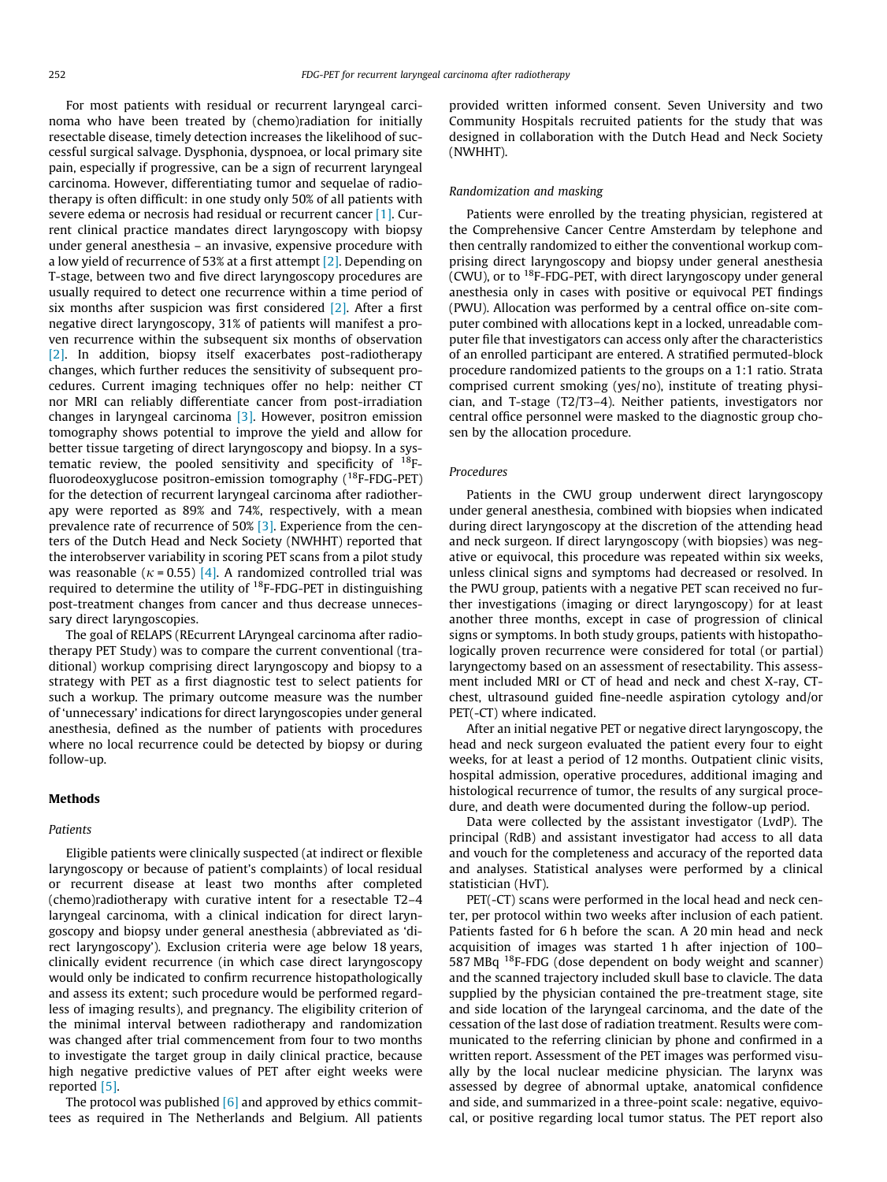For most patients with residual or recurrent laryngeal carcinoma who have been treated by (chemo)radiation for initially resectable disease, timely detection increases the likelihood of successful surgical salvage. Dysphonia, dyspnoea, or local primary site pain, especially if progressive, can be a sign of recurrent laryngeal carcinoma. However, differentiating tumor and sequelae of radiotherapy is often difficult: in one study only 50% of all patients with severe edema or necrosis had residual or recurrent cancer [1]. Current clinical practice mandates direct laryngoscopy with biopsy under general anesthesia – an invasive, expensive procedure with a low yield of recurrence of 53% at a first attempt [2]. Depending on T-stage, between two and five direct laryngoscopy procedures are usually required to detect one recurrence within a time period of six months after suspicion was first considered [2]. After a first negative direct laryngoscopy, 31% of patients will manifest a proven recurrence within the subsequent six months of observation [2]. In addition, biopsy itself exacerbates post-radiotherapy changes, which further reduces the sensitivity of subsequent procedures. Current imaging techniques offer no help: neither CT nor MRI can reliably differentiate cancer from post-irradiation changes in laryngeal carcinoma [3]. However, positron emission tomography shows potential to improve the yield and allow for better tissue targeting of direct laryngoscopy and biopsy. In a systematic review, the pooled sensitivity and specificity of $^{18}$F-fluorodeoxyglucose positron-emission tomography ($^{18}$F-FDG-PET) for the detection of recurrent laryngeal carcinoma after radiotherapy were reported as 89% and 74%, respectively, with a mean prevalence rate of recurrence of 50% [3]. Experience from the centers of the Dutch Head and Neck Society (NWHHT) reported that the interobserver variability in scoring PET scans from a pilot study was reasonable ($\kappa$ = 0.55) [4]. A randomized controlled trial was required to determine the utility of $^{18}$F-FDG-PET in distinguishing post-treatment changes from cancer and thus decrease unnecessary direct laryngoscopies.

The goal of RELAPS (REcurrent LAryngeal carcinoma after radiotherapy PET Study) was to compare the current conventional (traditional) workup comprising direct laryngoscopy and biopsy to a strategy with PET as a first diagnostic test to select patients for such a workup. The primary outcome measure was the number of 'unnecessary' indications for direct laryngoscopies under general anesthesia, defined as the number of patients with procedures where no local recurrence could be detected by biopsy or during follow-up.

## Methods

### *Patients*

Eligible patients were clinically suspected (at indirect or flexible laryngoscopy or because of patient's complaints) of local residual or recurrent disease at least two months after completed (chemo)radiotherapy with curative intent for a resectable T2–4 laryngeal carcinoma, with a clinical indication for direct laryngoscopy and biopsy under general anesthesia (abbreviated as 'direct laryngoscopy'). Exclusion criteria were age below 18 years, clinically evident recurrence (in which case direct laryngoscopy would only be indicated to confirm recurrence histopathologically and assess its extent; such procedure would be performed regardless of imaging results), and pregnancy. The eligibility criterion of the minimal interval between radiotherapy and randomization was changed after trial commencement from four to two months to investigate the target group in daily clinical practice, because high negative predictive values of PET after eight weeks were reported [5].

The protocol was published [6] and approved by ethics committees as required in The Netherlands and Belgium. All patients provided written informed consent. Seven University and two Community Hospitals recruited patients for the study that was designed in collaboration with the Dutch Head and Neck Society (NWHHT).

### *Randomization and masking*

Patients were enrolled by the treating physician, registered at the Comprehensive Cancer Centre Amsterdam by telephone and then centrally randomized to either the conventional workup comprising direct laryngoscopy and biopsy under general anesthesia (CWU), or to $^{18}$F-FDG-PET, with direct laryngoscopy under general anesthesia only in cases with positive or equivocal PET findings (PWU). Allocation was performed by a central office on-site computer combined with allocations kept in a locked, unreadable computer file that investigators can access only after the characteristics of an enrolled participant are entered. A stratified permuted-block procedure randomized patients to the groups on a 1:1 ratio. Strata comprised current smoking (yes/no), institute of treating physician, and T-stage (T2/T3–4). Neither patients, investigators nor central office personnel were masked to the diagnostic group chosen by the allocation procedure.

### *Procedures*

Patients in the CWU group underwent direct laryngoscopy under general anesthesia, combined with biopsies when indicated during direct laryngoscopy at the discretion of the attending head and neck surgeon. If direct laryngoscopy (with biopsies) was negative or equivocal, this procedure was repeated within six weeks, unless clinical signs and symptoms had decreased or resolved. In the PWU group, patients with a negative PET scan received no further investigations (imaging or direct laryngoscopy) for at least another three months, except in case of progression of clinical signs or symptoms. In both study groups, patients with histopathologically proven recurrence were considered for total (or partial) laryngectomy based on an assessment of resectability. This assessment included MRI or CT of head and neck and chest X-ray, CT-chest, ultrasound guided fine-needle aspiration cytology and/or PET(-CT) where indicated.

After an initial negative PET or negative direct laryngoscopy, the head and neck surgeon evaluated the patient every four to eight weeks, for at least a period of 12 months. Outpatient clinic visits, hospital admission, operative procedures, additional imaging and histological recurrence of tumor, the results of any surgical procedure, and death were documented during the follow-up period.

Data were collected by the assistant investigator (LvdP). The principal (RdB) and assistant investigator had access to all data and vouch for the completeness and accuracy of the reported data and analyses. Statistical analyses were performed by a clinical statistician (HvT).

PET(-CT) scans were performed in the local head and neck center, per protocol within two weeks after inclusion of each patient. Patients fasted for 6 h before the scan. A 20 min head and neck acquisition of images was started 1 h after injection of 100–587 MBq $^{18}$F-FDG (dose dependent on body weight and scanner) and the scanned trajectory included skull base to clavicle. The data supplied by the physician contained the pre-treatment stage, site and side location of the laryngeal carcinoma, and the date of the cessation of the last dose of radiation treatment. Results were communicated to the referring clinician by phone and confirmed in a written report. Assessment of the PET images was performed visually by the local nuclear medicine physician. The larynx was assessed by degree of abnormal uptake, anatomical confidence and side, and summarized in a three-point scale: negative, equivocal, or positive regarding local tumor status. The PET report also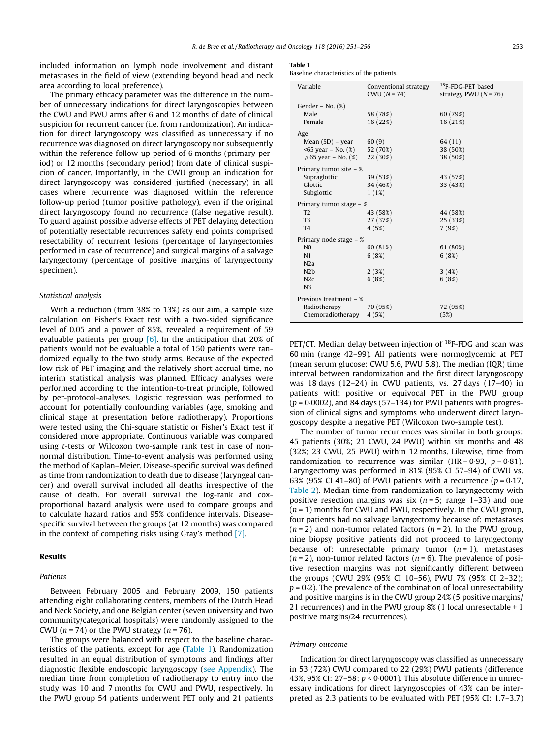included information on lymph node involvement and distant metastases in the field of view (extending beyond head and neck area according to local preference).

The primary efficacy parameter was the difference in the number of unnecessary indications for direct laryngoscopies between the CWU and PWU arms after 6 and 12 months of date of clinical suspicion for recurrent cancer (i.e. from randomization). An indication for direct laryngoscopy was classified as unnecessary if no recurrence was diagnosed on direct laryngoscopy nor subsequently within the reference follow-up period of 6 months (primary period) or 12 months (secondary period) from date of clinical suspicion of cancer. Importantly, in the CWU group an indication for direct laryngoscopy was considered justified (necessary) in all cases where recurrence was diagnosed within the reference follow-up period (tumor positive pathology), even if the original direct laryngoscopy found no recurrence (false negative result). To guard against possible adverse effects of PET delaying detection of potentially resectable recurrences safety end points comprised resectability of recurrent lesions (percentage of laryngectomies performed in case of recurrence) and surgical margins of a salvage laryngectomy (percentage of positive margins of laryngectomy specimen).

*Statistical analysis*

With a reduction (from 38% to 13%) as our aim, a sample size calculation on Fisher's Exact test with a two-sided significance level of 0.05 and a power of 85%, revealed a requirement of 59 evaluable patients per group [6]. In the anticipation that 20% of patients would not be evaluable a total of 150 patients were randomized equally to the two study arms. Because of the expected low risk of PET imaging and the relatively short accrual time, no interim statistical analysis was planned. Efficacy analyses were performed according to the intention-to-treat principle, followed by per-protocol-analyses. Logistic regression was performed to account for potentially confounding variables (age, smoking and clinical stage at presentation before radiotherapy). Proportions were tested using the Chi-square statistic or Fisher's Exact test if considered more appropriate. Continuous variable was compared using *t*-tests or Wilcoxon two-sample rank test in case of non-normal distribution. Time-to-event analysis was performed using the method of Kaplan–Meier. Disease-specific survival was defined as time from randomization to death due to disease (laryngeal cancer) and overall survival included all deaths irrespective of the cause of death. For overall survival the log-rank and cox-proportional hazard analysis were used to compare groups and to calculate hazard ratios and 95% confidence intervals. Disease-specific survival between the groups (at 12 months) was compared in the context of competing risks using Gray's method [7].

## Results

*Patients*

Between February 2005 and February 2009, 150 patients attending eight collaborating centers, members of the Dutch Head and Neck Society, and one Belgian center (seven university and two community/categorical hospitals) were randomly assigned to the CWU ($n = 74$) or the PWU strategy ($n = 76$).

The groups were balanced with respect to the baseline characteristics of the patients, except for age (Table 1). Randomization resulted in an equal distribution of symptoms and findings after diagnostic flexible endoscopic laryngoscopy (see Appendix). The median time from completion of radiotherapy to entry into the study was 10 and 7 months for CWU and PWU, respectively. In the PWU group 54 patients underwent PET only and 21 patients underwent PET/CT. Median delay between injection of $^{18}$F-FDG and scan was 60 min (range 42–99). All patients were normoglycemic at PET (mean serum glucose: CWU 5.6, PWU 5.8). The median (IQR) time interval between randomization and the first direct laryngoscopy was 18 days (12–24) in CWU patients, vs. 27 days (17–40) in patients with positive or equivocal PET in the PWU group ($p = 0.0002$), and 84 days (57–134) for PWU patients with progression of clinical signs and symptoms who underwent direct laryngoscopy despite a negative PET (Wilcoxon two-sample test).

**Table 1**
Baseline characteristics of the patients.

| Variable | Conventional strategy CWU ($N = 74$) | $^{18}$F-FDG-PET based strategy PWU ($N = 76$) |
|---|---|---|
| Gender – No. (%) | | |
| Male | 58 (78%) | 60 (79%) |
| Female | 16 (22%) | 16 (21%) |
| Age | | |
| Mean (SD) – year | 60 (9) | 64 (11) |
| <65 year – No. (%) | 52 (70%) | 38 (50%) |
| ⩾65 year – No. (%) | 22 (30%) | 38 (50%) |
| Primary tumor site – % | | |
| Supraglottic | 39 (53%) | 43 (57%) |
| Glottic | 34 (46%) | 33 (43%) |
| Subglottic | 1 (1%) | |
| Primary tumor stage – % | | |
| T2 | 43 (58%) | 44 (58%) |
| T3 | 27 (37%) | 25 (33%) |
| T4 | 4 (5%) | 7 (9%) |
| Primary node stage – % | | |
| N0 | 60 (81%) | 61 (80%) |
| N1 | 6 (8%) | 6 (8%) |
| N2a | | |
| N2b | 2 (3%) | 3 (4%) |
| N2c | 6 (8%) | 6 (8%) |
| N3 | | |
| Previous treatment – % | | |
| Radiotherapy | 70 (95%) | 72 (95%) |
| Chemoradiotherapy | 4 (5%) | (5%) |

The number of tumor recurrences was similar in both groups: 45 patients (30%; 21 CWU, 24 PWU) within six months and 48 (32%; 23 CWU, 25 PWU) within 12 months. Likewise, time from randomization to recurrence was similar (HR = 0·93, $p = 0{\cdot}81$). Laryngectomy was performed in 81% (95% CI 57–94) of CWU vs. 63% (95% CI 41–80) of PWU patients with a recurrence ($p = 0{\cdot}17$, Table 2). Median time from randomization to laryngectomy with positive resection margins was six ($n = 5$; range 1–33) and one ($n = 1$) months for CWU and PWU, respectively. In the CWU group, four patients had no salvage laryngectomy because of: metastases ($n = 2$) and non-tumor related factors ($n = 2$). In the PWU group, nine biopsy positive patients did not proceed to laryngectomy because of: unresectable primary tumor ($n = 1$), metastases ($n = 2$), non-tumor related factors ($n = 6$). The prevalence of positive resection margins was not significantly different between the groups (CWU 29% (95% CI 10–56), PWU 7% (95% CI 2–32); $p = 0{\cdot}2$). The prevalence of the combination of local unresectability and positive margins is in the CWU group 24% (5 positive margins/21 recurrences) and in the PWU group 8% (1 local unresectable + 1 positive margins/24 recurrences).

*Primary outcome*

Indication for direct laryngoscopy was classified as unnecessary in 53 (72%) CWU compared to 22 (29%) PWU patients (difference 43%, 95% CI: 27–58; $p < 0{\cdot}0001$). This absolute difference in unnecessary indications for direct laryngoscopies of 43% can be interpreted as 2.3 patients to be evaluated with PET (95% CI: 1.7–3.7)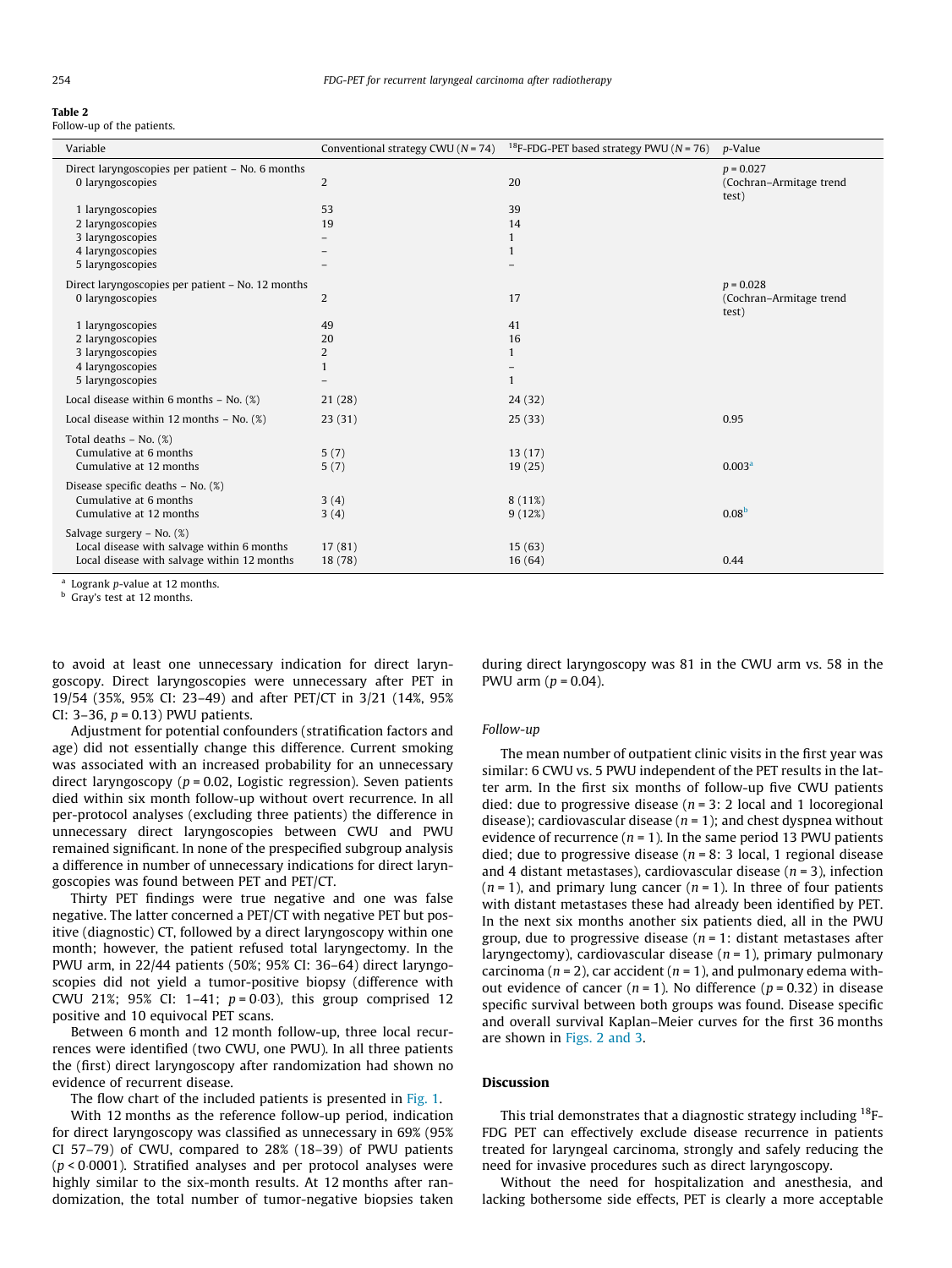**Table 2**
Follow-up of the patients.

| Variable | Conventional strategy CWU (N = 74) | $^{18}$F-FDG-PET based strategy PWU (N = 76) | p-Value |
|---|---|---|---|
| Direct laryngoscopies per patient – No. 6 months | | | p = 0.027 |
| 0 laryngoscopies | 2 | 20 | (Cochran–Armitage trend test) |
| 1 laryngoscopies | 53 | 39 | |
| 2 laryngoscopies | 19 | 14 | |
| 3 laryngoscopies | – | 1 | |
| 4 laryngoscopies | – | 1 | |
| 5 laryngoscopies | – | – | |
| Direct laryngoscopies per patient – No. 12 months | | | p = 0.028 |
| 0 laryngoscopies | 2 | 17 | (Cochran–Armitage trend test) |
| 1 laryngoscopies | 49 | 41 | |
| 2 laryngoscopies | 20 | 16 | |
| 3 laryngoscopies | 2 | 1 | |
| 4 laryngoscopies | 1 | – | |
| 5 laryngoscopies | – | 1 | |
| Local disease within 6 months – No. (%) | 21 (28) | 24 (32) | |
| Local disease within 12 months – No. (%) | 23 (31) | 25 (33) | 0.95 |
| Total deaths – No. (%) | | | |
| Cumulative at 6 months | 5 (7) | 13 (17) | |
| Cumulative at 12 months | 5 (7) | 19 (25) | 0.003[a] |
| Disease specific deaths – No. (%) | | | |
| Cumulative at 6 months | 3 (4) | 8 (11%) | |
| Cumulative at 12 months | 3 (4) | 9 (12%) | 0.08[b] |
| Salvage surgery – No. (%) | | | |
| Local disease with salvage within 6 months | 17 (81) | 15 (63) | |
| Local disease with salvage within 12 months | 18 (78) | 16 (64) | 0.44 |

[a] Logrank p-value at 12 months.
[b] Gray's test at 12 months.

to avoid at least one unnecessary indication for direct laryngoscopy. Direct laryngoscopies were unnecessary after PET in 19/54 (35%, 95% CI: 23–49) and after PET/CT in 3/21 (14%, 95% CI: 3–36, $p = 0.13$) PWU patients.

Adjustment for potential confounders (stratification factors and age) did not essentially change this difference. Current smoking was associated with an increased probability for an unnecessary direct laryngoscopy ($p = 0.02$, Logistic regression). Seven patients died within six month follow-up without overt recurrence. In all per-protocol analyses (excluding three patients) the difference in unnecessary direct laryngoscopies between CWU and PWU remained significant. In none of the prespecified subgroup analysis a difference in number of unnecessary indications for direct laryngoscopies was found between PET and PET/CT.

Thirty PET findings were true negative and one was false negative. The latter concerned a PET/CT with negative PET but positive (diagnostic) CT, followed by a direct laryngoscopy within one month; however, the patient refused total laryngectomy. In the PWU arm, in 22/44 patients (50%; 95% CI: 36–64) direct laryngoscopies did not yield a tumor-positive biopsy (difference with CWU 21%; 95% CI: 1–41; $p = 0{\cdot}03$), this group comprised 12 positive and 10 equivocal PET scans.

Between 6 month and 12 month follow-up, three local recurrences were identified (two CWU, one PWU). In all three patients the (first) direct laryngoscopy after randomization had shown no evidence of recurrent disease.

The flow chart of the included patients is presented in Fig. 1.

With 12 months as the reference follow-up period, indication for direct laryngoscopy was classified as unnecessary in 69% (95% CI 57–79) of CWU, compared to 28% (18–39) of PWU patients ($p < 0{\cdot}0001$). Stratified analyses and per protocol analyses were highly similar to the six-month results. At 12 months after randomization, the total number of tumor-negative biopsies taken during direct laryngoscopy was 81 in the CWU arm vs. 58 in the PWU arm ($p = 0.04$).

*Follow-up*

The mean number of outpatient clinic visits in the first year was similar: 6 CWU vs. 5 PWU independent of the PET results in the latter arm. In the first six months of follow-up five CWU patients died: due to progressive disease ($n = 3$: 2 local and 1 locoregional disease); cardiovascular disease ($n = 1$); and chest dyspnea without evidence of recurrence ($n = 1$). In the same period 13 PWU patients died; due to progressive disease ($n = 8$: 3 local, 1 regional disease and 4 distant metastases), cardiovascular disease ($n = 3$), infection ($n = 1$), and primary lung cancer ($n = 1$). In three of four patients with distant metastases these had already been identified by PET. In the next six months another six patients died, all in the PWU group, due to progressive disease ($n = 1$: distant metastases after laryngectomy), cardiovascular disease ($n = 1$), primary pulmonary carcinoma ($n = 2$), car accident ($n = 1$), and pulmonary edema without evidence of cancer ($n = 1$). No difference ($p = 0.32$) in disease specific survival between both groups was found. Disease specific and overall survival Kaplan–Meier curves for the first 36 months are shown in Figs. 2 and 3.

## Discussion

This trial demonstrates that a diagnostic strategy including $^{18}$F-FDG PET can effectively exclude disease recurrence in patients treated for laryngeal carcinoma, strongly and safely reducing the need for invasive procedures such as direct laryngoscopy.

Without the need for hospitalization and anesthesia, and lacking bothersome side effects, PET is clearly a more acceptable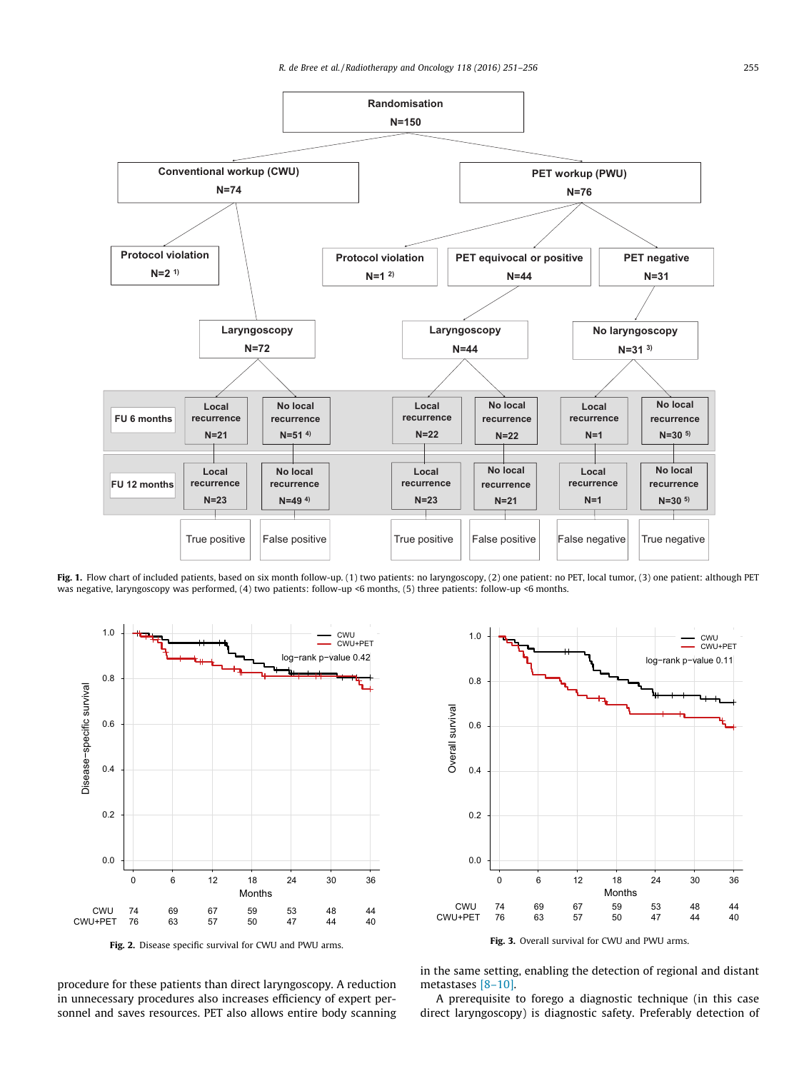Fig. 1. Flow chart of included patients, based on six month follow-up. (1) two patients: no laryngoscopy, (2) one patient: no PET, local tumor, (3) one patient: although PET was negative, laryngoscopy was performed, (4) two patients: follow-up <6 months, (5) three patients: follow-up <6 months.

Fig. 2. Disease specific survival for CWU and PWU arms.

Fig. 3. Overall survival for CWU and PWU arms.

procedure for these patients than direct laryngoscopy. A reduction in unnecessary procedures also increases efficiency of expert personnel and saves resources. PET also allows entire body scanning in the same setting, enabling the detection of regional and distant metastases [8–10].

A prerequisite to forego a diagnostic technique (in this case direct laryngoscopy) is diagnostic safety. Preferably detection of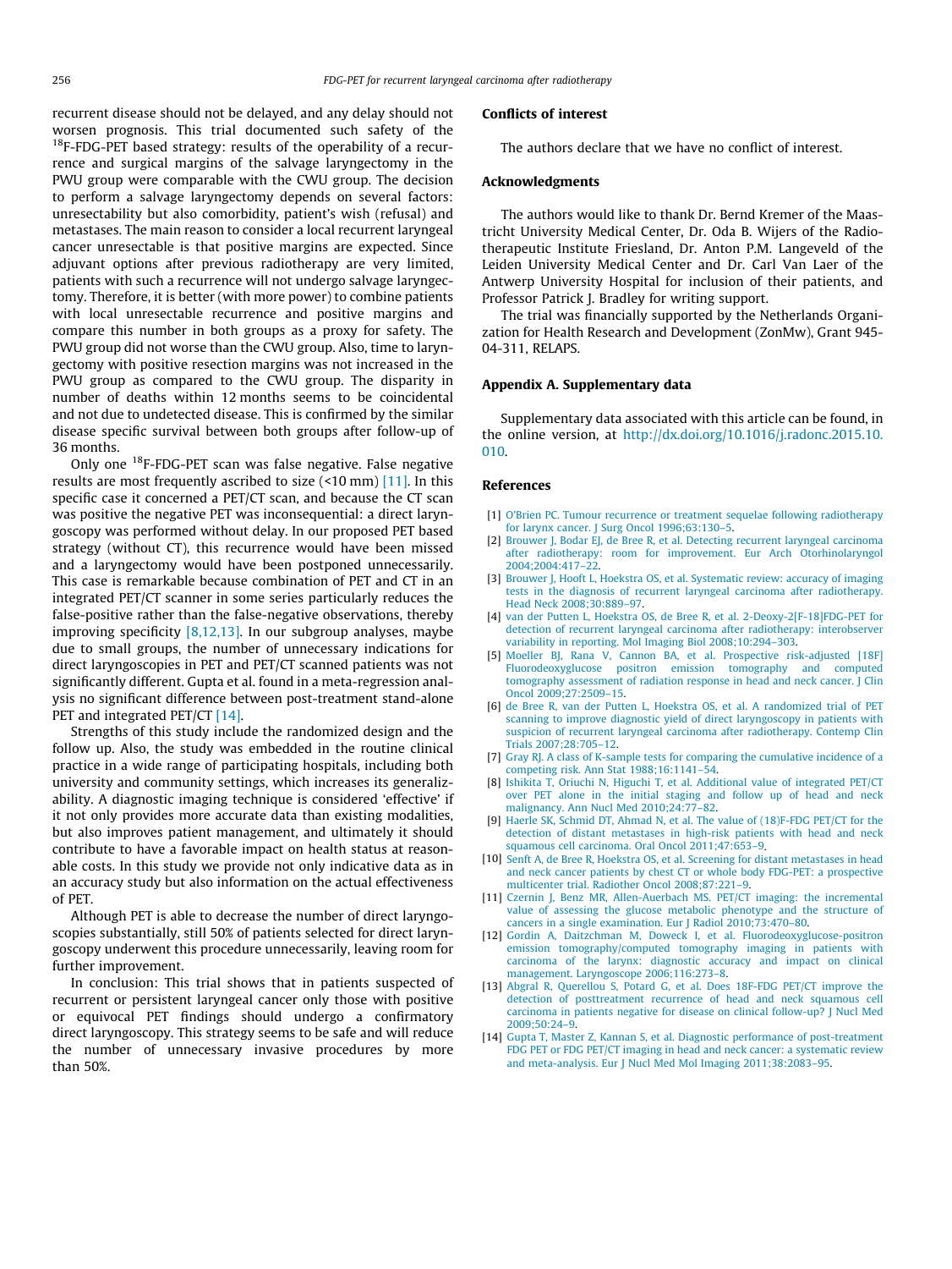recurrent disease should not be delayed, and any delay should not worsen prognosis. This trial documented such safety of the $^{18}$F-FDG-PET based strategy: results of the operability of a recurrence and surgical margins of the salvage laryngectomy in the PWU group were comparable with the CWU group. The decision to perform a salvage laryngectomy depends on several factors: unresectability but also comorbidity, patient's wish (refusal) and metastases. The main reason to consider a local recurrent laryngeal cancer unresectable is that positive margins are expected. Since adjuvant options after previous radiotherapy are very limited, patients with such a recurrence will not undergo salvage laryngectomy. Therefore, it is better (with more power) to combine patients with local unresectable recurrence and positive margins and compare this number in both groups as a proxy for safety. The PWU group did not worse than the CWU group. Also, time to laryngectomy with positive resection margins was not increased in the PWU group as compared to the CWU group. The disparity in number of deaths within 12 months seems to be coincidental and not due to undetected disease. This is confirmed by the similar disease specific survival between both groups after follow-up of 36 months.

Only one $^{18}$F-FDG-PET scan was false negative. False negative results are most frequently ascribed to size (<10 mm) [11]. In this specific case it concerned a PET/CT scan, and because the CT scan was positive the negative PET was inconsequential: a direct laryngoscopy was performed without delay. In our proposed PET based strategy (without CT), this recurrence would have been missed and a laryngectomy would have been postponed unnecessarily. This case is remarkable because combination of PET and CT in an integrated PET/CT scanner in some series particularly reduces the false-positive rather than the false-negative observations, thereby improving specificity [8,12,13]. In our subgroup analyses, maybe due to small groups, the number of unnecessary indications for direct laryngoscopies in PET and PET/CT scanned patients was not significantly different. Gupta et al. found in a meta-regression analysis no significant difference between post-treatment stand-alone PET and integrated PET/CT [14].

Strengths of this study include the randomized design and the follow up. Also, the study was embedded in the routine clinical practice in a wide range of participating hospitals, including both university and community settings, which increases its generalizability. A diagnostic imaging technique is considered 'effective' if it not only provides more accurate data than existing modalities, but also improves patient management, and ultimately it should contribute to have a favorable impact on health status at reasonable costs. In this study we provide not only indicative data as in an accuracy study but also information on the actual effectiveness of PET.

Although PET is able to decrease the number of direct laryngoscopies substantially, still 50% of patients selected for direct laryngoscopy underwent this procedure unnecessarily, leaving room for further improvement.

In conclusion: This trial shows that in patients suspected of recurrent or persistent laryngeal cancer only those with positive or equivocal PET findings should undergo a confirmatory direct laryngoscopy. This strategy seems to be safe and will reduce the number of unnecessary invasive procedures by more than 50%.

## Conflicts of interest

The authors declare that we have no conflict of interest.

## Acknowledgments

The authors would like to thank Dr. Bernd Kremer of the Maastricht University Medical Center, Dr. Oda B. Wijers of the Radiotherapeutic Institute Friesland, Dr. Anton P.M. Langeveld of the Leiden University Medical Center and Dr. Carl Van Laer of the Antwerp University Hospital for inclusion of their patients, and Professor Patrick J. Bradley for writing support.

The trial was financially supported by the Netherlands Organization for Health Research and Development (ZonMw), Grant 945-04-311, RELAPS.

## Appendix A. Supplementary data

Supplementary data associated with this article can be found, in the online version, at http://dx.doi.org/10.1016/j.radonc.2015.10.010.

## References

[1] O'Brien PC. Tumour recurrence or treatment sequelae following radiotherapy for larynx cancer. J Surg Oncol 1996;63:130–5.

[2] Brouwer J, Bodar EJ, de Bree R, et al. Detecting recurrent laryngeal carcinoma after radiotherapy: room for improvement. Eur Arch Otorhinolaryngol 2004;2004:417–22.

[3] Brouwer J, Hooft L, Hoekstra OS, et al. Systematic review: accuracy of imaging tests in the diagnosis of recurrent laryngeal carcinoma after radiotherapy. Head Neck 2008;30:889–97.

[4] van der Putten L, Hoekstra OS, de Bree R, et al. 2-Deoxy-2[F-18]FDG-PET for detection of recurrent laryngeal carcinoma after radiotherapy: interobserver variability in reporting. Mol Imaging Biol 2008;10:294–303.

[5] Moeller BJ, Rana V, Cannon BA, et al. Prospective risk-adjusted [18F] Fluorodeoxyglucose positron emission tomography and computed tomography assessment of radiation response in head and neck cancer. J Clin Oncol 2009;27:2509–15.

[6] de Bree R, van der Putten L, Hoekstra OS, et al. A randomized trial of PET scanning to improve diagnostic yield of direct laryngoscopy in patients with suspicion of recurrent laryngeal carcinoma after radiotherapy. Contemp Clin Trials 2007;28:705–12.

[7] Gray RJ. A class of K-sample tests for comparing the cumulative incidence of a competing risk. Ann Stat 1988;16:1141–54.

[8] Ishikita T, Oriuchi N, Higuchi T, et al. Additional value of integrated PET/CT over PET alone in the initial staging and follow up of head and neck malignancy. Ann Nucl Med 2010;24:77–82.

[9] Haerle SK, Schmid DT, Ahmad N, et al. The value of (18)F-FDG PET/CT for the detection of distant metastases in high-risk patients with head and neck squamous cell carcinoma. Oral Oncol 2011;47:653–9.

[10] Senft A, de Bree R, Hoekstra OS, et al. Screening for distant metastases in head and neck cancer patients by chest CT or whole body FDG-PET: a prospective multicenter trial. Radiother Oncol 2008;87:221–9.

[11] Czernin J, Benz MR, Allen-Auerbach MS. PET/CT imaging: the incremental value of assessing the glucose metabolic phenotype and the structure of cancers in a single examination. Eur J Radiol 2010;73:470–80.

[12] Gordin A, Daitzchman M, Doweck I, et al. Fluorodeoxyglucose-positron emission tomography/computed tomography imaging in patients with carcinoma of the larynx: diagnostic accuracy and impact on clinical management. Laryngoscope 2006;116:273–8.

[13] Abgral R, Querellou S, Potard G, et al. Does 18F-FDG PET/CT improve the detection of posttreatment recurrence of head and neck squamous cell carcinoma in patients negative for disease on clinical follow-up? J Nucl Med 2009;50:24–9.

[14] Gupta T, Master Z, Kannan S, et al. Diagnostic performance of post-treatment FDG PET or FDG PET/CT imaging in head and neck cancer: a systematic review and meta-analysis. Eur J Nucl Med Mol Imaging 2011;38:2083–95.